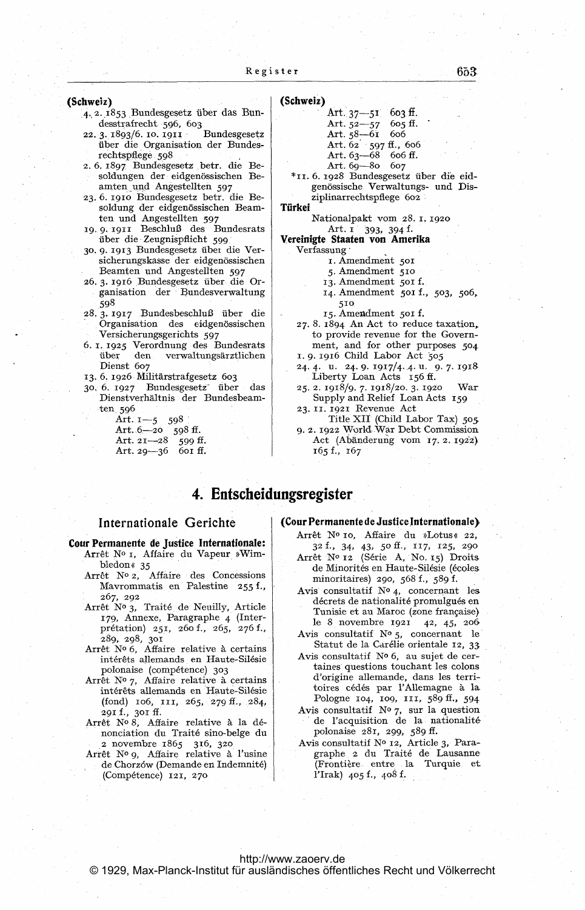**(Schweiz)**

4. 2. 1853 Bundesgesetz über das Bundesstrafrecht 596, 603

22. 3. 1893/6. 10. 1911 Bundesgesetz über die Organisation der Bundesrechtspflege 598

2. 6. 1897 Bundesgesetz betr. die Besoldungen der eidgenössischen Beamten und Angestellten 597

23. 6. 1910 Bundesgesetz betr. die Besoldung der eidgenössischen Beamten und Angestellten 597

19. 9. 1911 Beschluß des Bundesrats über die Zeugnispflicht 599

30. 9. 1913 Bundesgesetz über die Versicherungskasse der eidgenössischen Beamten und Angestellten 597

26. 3. 1916 Bundesgesetz über die Organisation der Bundesverwaltung 598

28. 3. 1917 Bundesbeschluß über die Organisation des eidgenössischen Versicherungsgerichts 597

6. 1. 1925 Verordnung des Bundesrats über den verwaltungsärztlichen Dienst 607

13. 6. 1926 Militärstrafgesetz 603

30. 6. 1927 Bundesgesetz über das Dienstverhältnis der Bundesbeamten 596
- Art. 1—5 598
- Art. 6—20 598 ff.
- Art. 21—28 599 ff.
- Art. 29—36 601 ff.
- Art. 37—51 603 ff.
- Art. 52—57 605 ff.
- Art. 58—61 606
- Art. 62 597 ff., 606
- Art. 63—68 606 ff.
- Art. 69—80 607

*11. 6. 1928 Bundesgesetz über die eidgenössische Verwaltungs- und Disziplinarrechtspflege 602

**Türkei**

Nationalpakt vom 28. 1. 1920
- Art. 1 393, 394 f.

**Vereinigte Staaten von Amerika**

Verfassung
- 1. Amendment 501
- 5. Amendment 510
- 13. Amendment 501 f.
- 14. Amendment 501 f., 503, 506, 510
- 15. Amendment 501 f.

27. 8. 1894 An Act to reduce taxation, to provide revenue for the Government, and for other purposes 504

1. 9. 1916 Child Labor Act 505

24. 4. u. 24. 9. 1917/4. 4. u. 9. 7. 1918 Liberty Loan Acts 156 ff.

25. 2. 1918/9. 7. 1918/20. 3. 1920 War Supply and Relief Loan Acts 159

23. 11. 1921 Revenue Act
- Title XII (Child Labor Tax) 505

9. 2. 1922 World War Debt Commission Act (Abänderung vom 17. 2. 1922) 165 f., 167

## 4. Entscheidungsregister

### Internationale Gerichte

**Cour Permanente de Justice Internationale:**

Arrêt No 1, Affaire du Vapeur »Wimbledon« 35

Arrêt No 2, Affaire des Concessions Mavrommatis en Palestine 255 f., 267, 292

Arrêt No 3, Traité de Neuilly, Article 179, Annexe, Paragraphe 4 (Interprétation) 251, 260 f., 265, 276 f., 289, 298, 301

Arrêt No 6, Affaire relative à certains intérêts allemands en Haute-Silésie polonaise (compétence) 303

Arrêt No 7, Affaire relative à certains intérêts allemands en Haute-Silésie (fond) 106, 111, 265, 279 ff., 284, 291 f., 301 ff.

Arrêt No 8, Affaire relative à la dénonciation du Traité sino-belge du 2 novembre 1865 316, 320

Arrêt No 9, Affaire relative à l'usine de Chorzów (Demande en Indemnité) (Compétence) 121, 270

Arrêt No 10, Affaire du »Lotus« 22, 32 f., 34, 43, 50 ff., 117, 125, 290

Arrêt No 12 (Série A, No. 15) Droits de Minorités en Haute-Silésie (écoles minoritaires) 290, 568 f., 589 f.

Avis consultatif No 4, concernant les décrets de nationalité promulgués en Tunisie et au Maroc (zone française) le 8 novembre 1921 42, 45, 206

Avis consultatif No 5, concernant le Statut de la Carélie orientale 12, 33

Avis consultatif No 6, au sujet de certaines questions touchant les colons d'origine allemande, dans les territoires cédés par l'Allemagne à la Pologne 104, 109, 111, 589 ff., 594

Avis consultatif No 7, sur la question de l'acquisition de la nationalité polonaise 281, 299, 589 ff.

Avis consultatif No 12, Article 3, Paragraphe 2 du Traité de Lausanne (Frontière entre la Turquie et l'Irak) 405 f., 408 f.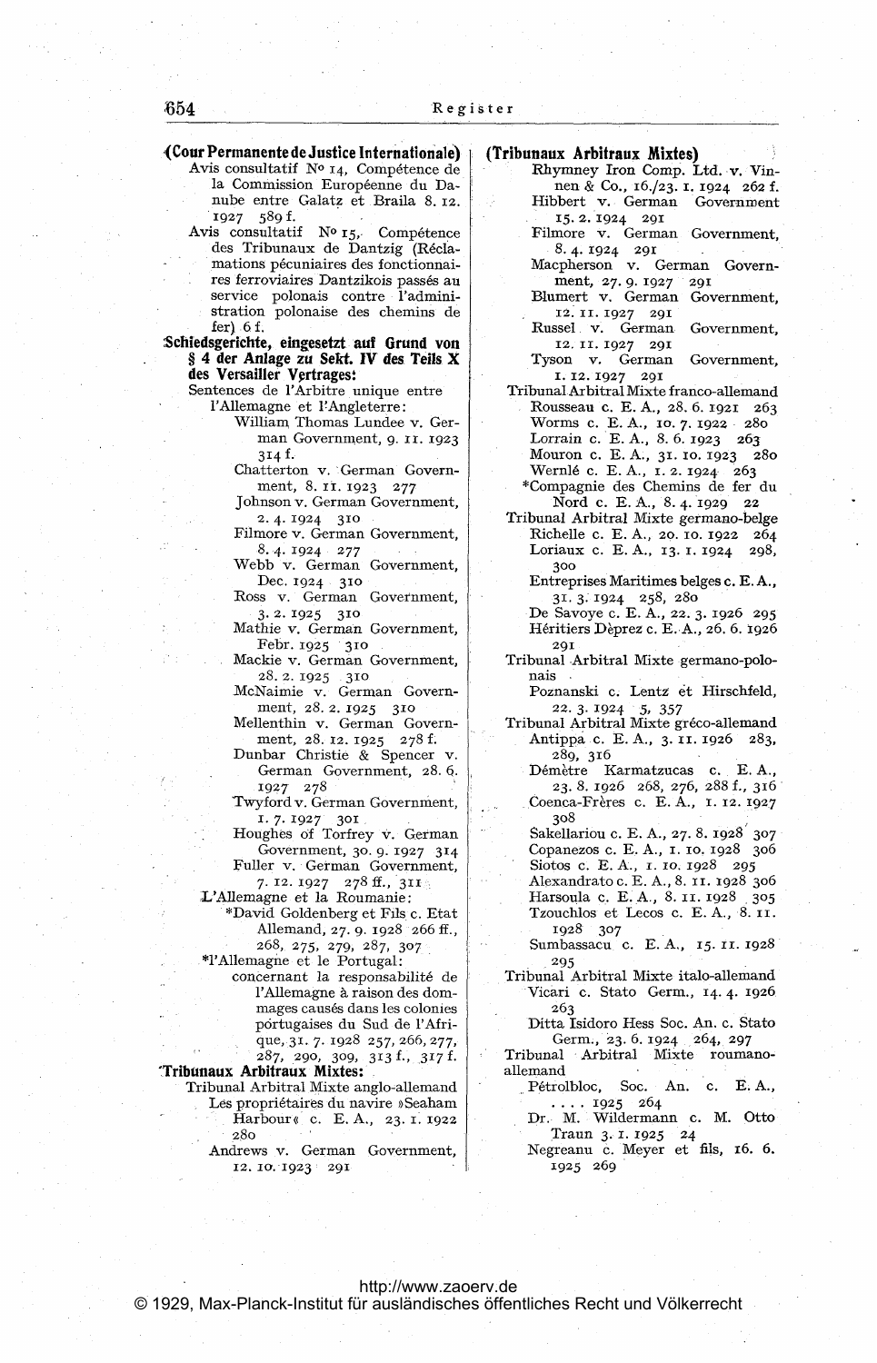**(Cour Permanente de Justice Internationale)**

Avis consultatif N° 14, Compétence de la Commission Européenne du Danube entre Galatz et Braila 8. 12. 1927 589 f.

Avis consultatif N° 15, Compétence des Tribunaux de Dantzig (Réclamations pécuniaires des fonctionnaires ferroviaires Dantzikois passés au service polonais contre l'administration polonaise des chemins de fer) 6 f.

**Schiedsgerichte, eingesetzt auf Grund von § 4 der Anlage zu Sekt. IV des Teils X des Versailler Vertrages:**

Sentences de l'Arbitre unique entre l'Allemagne et l'Angleterre:

- William Thomas Lundee v. German Government, 9. 11. 1923 314 f.
- Chatterton v. German Government, 8. 11. 1923 277
- Johnson v. German Government, 2. 4. 1924 310
- Filmore v. German Government, 8. 4. 1924 277
- Webb v. German Government, Dec. 1924 310
- Ross v. German Government, 3. 2. 1925 310
- Mathie v. German Government, Febr. 1925 310
- Mackie v. German Government, 28. 2. 1925 310
- McNaimie v. German Government, 28. 2. 1925 310
- Mellenthin v. German Government, 28. 12. 1925 278 f.
- Dunbar Christie & Spencer v. German Government, 28. 6. 1927 278
- Twyford v. German Government, 1. 7. 1927 301
- Houghes of Torfrey v. German Government, 30. 9. 1927 314
- Fuller v. German Government, 7. 12. 1927 278 ff., 311

L'Allemagne et la Roumanie:

- *David Goldenberg et Fils c. Etat Allemand, 27. 9. 1928 266 ff., 268, 275, 279, 287, 307

*l'Allemagne et le Portugal:

- concernant la responsabilité de l'Allemagne à raison des dommages causés dans les colonies portugaises du Sud de l'Afrique, 31. 7. 1928 257, 266, 277, 287, 290, 309, 313 f., 317 f.

**Tribunaux Arbitraux Mixtes:**

Tribunal Arbitral Mixte anglo-allemand

- Les propriétaires du navire »Seaham Harbour« c. E. A., 23. 1. 1922 280
- Andrews v. German Government, 12. 10. 1923 291

**(Tribunaux Arbitraux Mixtes)**

- Rhymney Iron Comp. Ltd. v. Vinnen & Co., 16./23. 1. 1924 262 f.
- Hibbert v. German Government 15. 2. 1924 291
- Filmore v. German Government, 8. 4. 1924 291
- Macpherson v. German Government, 27. 9. 1927 291
- Blumert v. German Government, 12. 11. 1927 291
- Russel v. German Government, 12. 11. 1927 291
- Tyson v. German Government, 1. 12. 1927 291

Tribunal Arbitral Mixte franco-allemand

- Rousseau c. E. A., 28. 6. 1921 263
- Worms c. E. A., 10. 7. 1922 280
- Lorrain c. E. A., 8. 6. 1923 263
- Mouron c. E. A., 31. 10. 1923 280
- Wernlé c. E. A., 1. 2. 1924 263
- *Compagnie des Chemins de fer du Nord c. E. A., 8. 4. 1929 22

Tribunal Arbitral Mixte germano-belge

- Richelle c. E. A., 20. 10. 1922 264
- Loriaux c. E. A., 13. 1. 1924 298, 300
- Entreprises Maritimes belges c. E. A., 31. 3. 1924 258, 280
- De Savoye c. E. A., 22. 3. 1926 295
- Héritiers Deprez c. E. A., 26. 6. 1926 291

Tribunal Arbitral Mixte germano-polonais

- Poznanski c. Lentz et Hirschfeld, 22. 3. 1924 5, 357

Tribunal Arbitral Mixte gréco-allemand

- Antippa c. E. A., 3. 11. 1926 283, 289, 316
- Démètre Karmatzucas c. E. A., 23. 8. 1926 268, 276, 288 f., 316
- Coenca-Frères c. E. A., 1. 12. 1927 308
- Sakellariou c. E. A., 27. 8. 1928 307
- Copanezos c. E. A., 1. 10. 1928 306
- Siotos c. E. A., 1. 10. 1928 295
- Alexandrato c. E. A., 8. 11. 1928 306
- Harsoula c. E. A., 8. 11. 1928 305
- Tzouchlos et Lecos c. E. A., 8. 11. 1928 307
- Sumbassacu c. E. A., 15. 11. 1928 295

Tribunal Arbitral Mixte italo-allemand

- Vicari c. Stato Germ., 14. 4. 1926 263
- Ditta Isidoro Hess Soc. An. c. Stato Germ., 23. 6. 1924 264, 297

Tribunal Arbitral Mixte roumano-allemand

- Pétrolbloc, Soc. An. c. E. A., .... 1925 264
- Dr. M. Wildermann c. M. Otto Traun 3. 1. 1925 24
- Negreanu c. Meyer et fils, 16. 6. 1925 269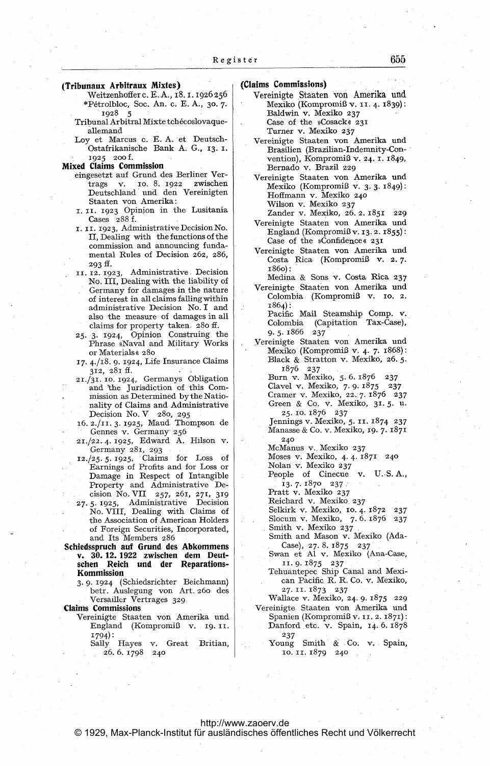**(Tribunaux Arbitraux Mixtes)**

Weitzenhoffer c. E. A., 18. 1. 1926 256
*Pétrolbloc, Soc. An. c. E. A., 30. 7. 1928 5

Tribunal Arbitral Mixte tchécoslovaque-allemand

Loy et Marcus c. E. A. et Deutsch-Ostafrikanische Bank A. G., 13. 1. 1925 200 f.

**Mixed Claims Commission**

eingesetzt auf Grund des Berliner Vertrags v. 10. 8. 1922 zwischen Deutschland und den Vereinigten Staaten von Amerika:

1. 11. 1923 Opinion in the Lusitania Cases 288 f.

1. 11. 1923, Administrative Decision No. II, Dealing with the functions of the commission and announcing fundamental Rules of Decision 262, 286, 293 ff.

11. 12. 1923, Administrative Decision No. III, Dealing with the liability of Germany for damages in the nature of interest in all claims falling within administrative Decision No. I and also the measure of damages in all claims for property taken 280 ff.

25. 3. 1924, Opinion Construing the Phrase »Naval and Military Works or Materials« 280

17. 4./18. 9. 1924, Life Insurance Claims 312, 281 ff.

21./31. 10. 1924, Germanys Obligation and the Jurisdiction of this Commission as Determined by the Nationality of Claims and Administrative Decision No. V 280, 295

16. 2./11. 3. 1925, Maud Thompson de Gennes v. Germany 256

21./22. 4. 1925, Edward A. Hilson v. Germany 281, 293

12./25. 5. 1925, Claims for Loss of Earnings of Profits and for Loss or Damage in Respect of Intangible Property and Administrative Decision No. VII 257, 261, 271, 319

27. 5. 1925, Administrative Decision No. VIII, Dealing with Claims of the Association of American Holders of Foreign Securities, Incorporated, and Its Members 286

**Schiedsspruch auf Grund des Abkommens v. 30. 12. 1922 zwischen dem Deutschen Reich und der Reparations-Kommission**

3. 9. 1924 (Schiedsrichter Beichmann) betr. Auslegung von Art. 260 des Versailler Vertrages 329

**Claims Commissions**

Vereinigte Staaten von Amerika und England (Kompromiß v. 19. 11. 1794):
Sally Hayes v. Great Britian, 26. 6. 1798 240

**(Claims Commissions)**

Vereinigte Staaten von Amerika und Mexiko (Kompromiß v. 11. 4. 1839):
Baldwin v. Mexiko 237
Case of the »Cosack« 231
Turner v. Mexiko 237

Vereinigte Staaten von Amerika und Brasilien (Brazilian-Indemnity-Convention), Kompromiß v. 24. 1. 1849,
Bernado v. Brazil 229

Vereinigte Staaten von Amerika und Mexiko (Kompromiß v. 3. 3. 1849):
Hoffmann v. Mexiko 240
Wilson v. Mexiko 237
Zander v. Mexiko, 26. 2. 1851 229

Vereinigte Staaten von Amerika und England (Kompromiß v. 13. 2. 1855):
Case of the »Confidence« 231

Vereinigte Staaten von Amerika und Costa Rica (Kompromiß v. 2. 7. 1860):
Medina & Sons v. Costa Rica 237

Vereinigte Staaten von Amerika und Colombia (Kompromiß v. 10. 2. 1864):
Pacific Mail Steamship Comp. v. Colombia (Capitation Tax-Case), 9. 5. 1866 237

Vereinigte Staaten von Amerika und Mexiko (Kompromiß v. 4. 7. 1868):
Black & Stratton v. Mexiko, 26. 5. 1876 237
Burn v. Mexiko, 5. 6. 1876 237
Clavel v. Mexiko, 7. 9. 1875 237
Cramer v. Mexiko, 22. 7. 1876 237
Green & Co. v. Mexiko, 31. 5. u. 25. 10. 1876 237
Jennings v. Mexiko, 5. 11. 1874 237
Manasse & Co. v. Mexiko, 19. 7. 1871 240
McManus v. Mexiko 237
Moses v. Mexiko, 4. 4. 1871 240
Nolan v. Mexiko 237
People of Cinecue v. U. S. A., 13. 7. 1870 237
Pratt v. Mexiko 237
Reichard v. Mexiko 237
Selkirk v. Mexiko, 10. 4. 1872 237
Slocum v. Mexiko, 7. 6. 1876 237
Smith v. Mexiko 237
Smith and Mason v. Mexiko (Ada-Case), 27. 8. 1875 237
Swan et Al v. Mexiko (Ana-Case, 11. 9. 1875 237
Tehuantepec Ship Canal and Mexican Pacific R. R. Co. v. Mexiko, 27. 11. 1873 237
Wallace v. Mexiko, 24. 9. 1875 229

Vereinigte Staaten von Amerika und Spanien (Kompromiß v. 11. 2. 1871):
Danford etc. v. Spain, 14. 6. 1878 237
Young Smith & Co. v. Spain, 10. 11. 1879 240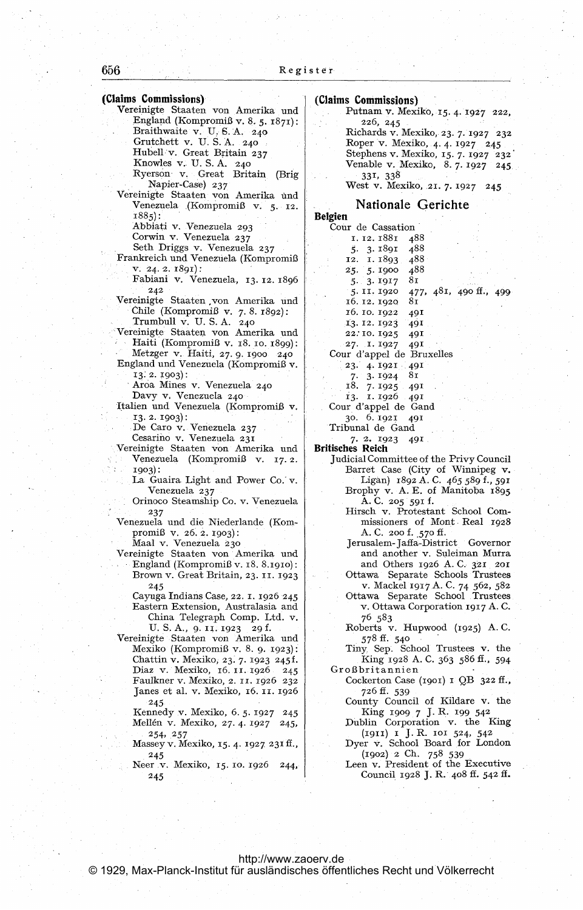**(Claims Commissions)**

Vereinigte Staaten von Amerika und England (Kompromiß v. 8. 5. 1871):

- Braithwaite v. U. S. A. 240
- Grutchett v. U. S. A. 240
- Hubell v. Great Britain 237
- Knowles v. U. S. A. 240
- Ryerson v. Great Britain (Brig Napier-Case) 237

Vereinigte Staaten von Amerika und Venezuela (Kompromiß v. 5. 12. 1885):

- Abbiati v. Venezuela 293
- Corwin v. Venezuela 237
- Seth Driggs v. Venezuela 237

Frankreich und Venezuela (Kompromiß v. 24. 2. 1891):

- Fabiani v. Venezuela, 13. 12. 1896 242

Vereinigte Staaten von Amerika und Chile (Kompromiß v. 7. 8. 1892):

- Trumbull v. U. S. A. 240

Vereinigte Staaten von Amerika und Haiti (Kompromiß v. 18. 10. 1899):

- Metzger v. Haiti, 27. 9. 1900 240

England und Venezuela (Kompromiß v. 13. 2. 1903):

- Aroa Mines v. Venezuela 240
- Davy v. Venezuela 240

Italien und Venezuela (Kompromiß v. 13. 2. 1903):

- De Caro v. Venezuela 237
- Cesarino v. Venezuela 231

Vereinigte Staaten von Amerika und Venezuela (Kompromiß v. 17. 2. 1903):

- La Guaira Light and Power Co. v. Venezuela 237
- Orinoco Steamship Co. v. Venezuela 237

Venezuela und die Niederlande (Kompromiß v. 26. 2. 1903):

- Maal v. Venezuela 230

Vereinigte Staaten von Amerika und England (Kompromiß v. 18. 8. 1910):

- Brown v. Great Britain, 23. 11. 1923 245
- Cayuga Indians Case, 22. 1. 1926 245
- Eastern Extension, Australasia and China Telegraph Comp. Ltd. v. U. S. A., 9. 11. 1923 29 f.

Vereinigte Staaten von Amerika und Mexiko (Kompromiß v. 8. 9. 1923):

- Chattin v. Mexiko, 23. 7. 1923 245 f.
- Diaz v. Mexiko, 16. 11. 1926 245
- Faulkner v. Mexiko, 2. 11. 1926 232
- Janes et al. v. Mexiko, 16. 11. 1926 245
- Kennedy v. Mexiko, 6. 5. 1927 245
- Mellén v. Mexiko, 27. 4. 1927 245, 254, 257
- Massey v. Mexiko, 15. 4. 1927 231 ff., 245
- Neer v. Mexiko, 15. 10. 1926 244, 245
- Putnam v. Mexiko, 15. 4. 1927 222, 226, 245
- Richards v. Mexiko, 23. 7. 1927 232
- Roper v. Mexiko, 4. 4. 1927 245
- Stephens v. Mexiko, 15. 7. 1927 232
- Venable v. Mexiko, 8. 7. 1927 245, 331, 338
- West v. Mexiko, 21. 7. 1927 245

## Nationale Gerichte

**Belgien**

Cour de Cassation

- 1. 12. 1881 488
- 5. 3. 1891 488
- 12. 1. 1893 488
- 25. 5. 1900 488
- 5. 3. 1917 81
- 5. 11. 1920 477, 481, 490 ff., 499
- 16. 12. 1920 81
- 16. 10. 1922 491
- 13. 12. 1923 491
- 22. 10. 1925 491
- 27. 1. 1927 491

Cour d'appel de Bruxelles

- 23. 4. 1921 491
- 7. 3. 1924 81
- 18. 7. 1925 491
- 13. 1. 1926 491

Cour d'appel de Gand

- 30. 6. 1921 491

Tribunal de Gand

- 7. 2. 1923 491

**Britisches Reich**

Judicial Committee of the Privy Council

- Barret Case (City of Winnipeg v. Ligan) 1892 A. C. 465 589 f., 591
- Brophy v. A. E. of Manitoba 1895 A. C. 205 591 f.
- Hirsch v. Protestant School Commissioners of Mont Real 1928 A. C. 200 f. 570 ff.
- Jerusalem-Jaffa-District Governor and another v. Suleiman Murra and Others 1926 A. C. 321 201
- Ottawa Separate Schools Trustees v. Mackel 1917 A. C. 74 562, 582
- Ottawa Separate School Trustees v. Ottawa Corporation 1917 A. C. 76 583
- Roberts v. Hupwood (1925) A. C. 578 ff. 540
- Tiny Sep. School Trustees v. the King 1928 A. C. 363 586 ff., 594

Großbritannien

- Cockerton Case (1901) 1 QB 322 ff., 726 ff. 539
- County Council of Kildare v. the King 1909 7 J. R. 199 542
- Dublin Corporation v. the King (1911) 1 J. R. 101 524, 542
- Dyer v. School Board for London (1902) 2 Ch. 758 539
- Leen v. President of the Executive Council 1928 J. R. 408 ff. 542 ff.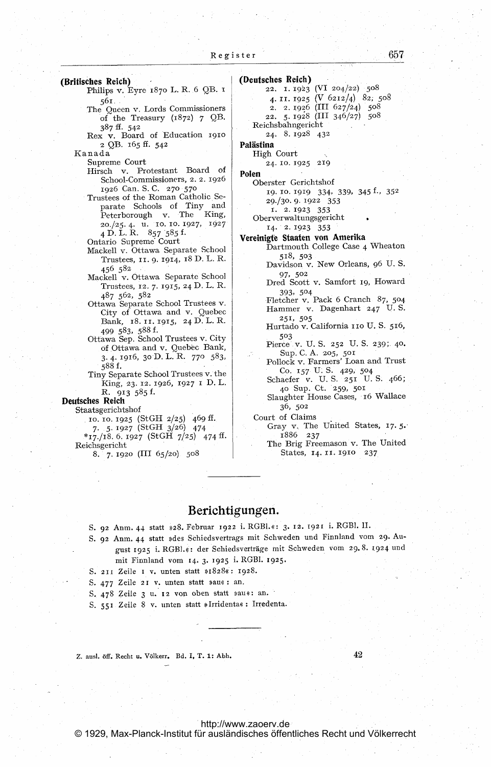**(Britisches Reich)**

Philips v. Eyre 1870 L. R. 6 QB. 1 561.

The Queen v. Lords Commissioners of the Treasury (1872) 7 QB. 387 ff. 542

Rex v. Board of Education 1910 2 QB. 165 ff. 542

Kanada

Supreme Court

Hirsch v. Protestant Board of School-Commissioners, 2. 2. 1926 1926 Can. S. C. 270 570

Trustees of the Roman Catholic Separate Schools of Tiny and Peterborough v. The King, 20./25. 4. u. 10. 10. 1927, 1927 4 D. L. R. 857 585 f.

Ontario Supreme Court

Mackell v. Ottawa Separate School Trustees, 11. 9. 1914, 18 D. L. R. 456 582

Mackell v. Ottawa Separate School Trustees, 12. 7. 1915, 24 D. L. R. 487 562, 582

Ottawa Separate School Trustees v. City of Ottawa and v. Quebec Bank, 18. 11. 1915, 24 D. L. R. 499 583, 588 f.

Ottawa Sep. School Trustees v. City of Ottawa and v. Quebec Bank, 3. 4. 1916, 30 D. L. R. 770 583, 588 f.

Tiny Separate School Trustees v. the King, 23. 12. 1926, 1927 1 D. L. R. 913 585 f.

**Deutsches Reich**

Staatsgerichtshof

10. 10. 1925 (StGH 2/25) 469 ff.

7. 5. 1927 (StGH 3/26) 474

*17./18. 6. 1927 (StGH 7/25) 474 ff.

Reichsgericht

8. 7. 1920 (III 65/20) 508

**(Deutsches Reich)**

22. 1. 1923 (VI 204/22) 508

4. 11. 1925 (V 6212/4) 82; 508

2. 2. 1926 (III 627/24) 508

22. 5. 1928 (III 346/27) 508

Reichsbahngericht

24. 8. 1928 432

**Palästina**

High Court

24. 10. 1925 219

**Polen**

Oberster Gerichtshof

19. 10. 1919 334, 339, 345 f., 352

29./30. 9. 1922 353

1. 2. 1923 353

Oberverwaltungsgericht

14. 2. 1923 353

**Vereinigte Staaten von Amerika**

Dartmouth College Case 4 Wheaton 518, 503

Davidson v. New Orleans, 96 U. S. 97, 502

Dred Scott v. Samfort 19, Howard 393, 504

Fletcher v. Pack 6 Cranch 87, 504

Hammer v. Dagenhart 247 U. S. 251, 505

Hurtado v. California 110 U. S. 516, 503

Pierce v. U. S. 252 U. S. 239; 40. Sup. C. A. 205, 501

Pollock v. Farmers' Loan and Trust Co. 157 U. S. 429, 504

Schaefer v. U. S. 251 U. S. 466; 40 Sup. Ct. 259, 501

Slaughter House Cases, 16 Wallace 36, 502

Court of Claims

Gray v. The United States, 17. 5. 1886 237

The Brig Freemason v. The United States, 14. 11. 1910 237

## Berichtigungen.

S. 92 Anm. 44 statt »28. Februar 1922 i. RGBl.«: 3. 12. 1921 i. RGBl. II.

S. 92 Anm. 44 statt »des Schiedsvertrags mit Schweden und Finnland vom 29. August 1925 i. RGBl.«: der Schiedsverträge mit Schweden vom 29. 8. 1924 und mit Finnland vom 14. 3. 1925 i. RGBl. 1925.

S. 211 Zeile 1 v. unten statt »1828«: 1928.

S. 477 Zeile 21 v. unten statt »au«: an.

S. 478 Zeile 3 u. 12 von oben statt »au«: an.

S. 551 Zeile 8 v. unten statt »Irridenta«: Irredenta.